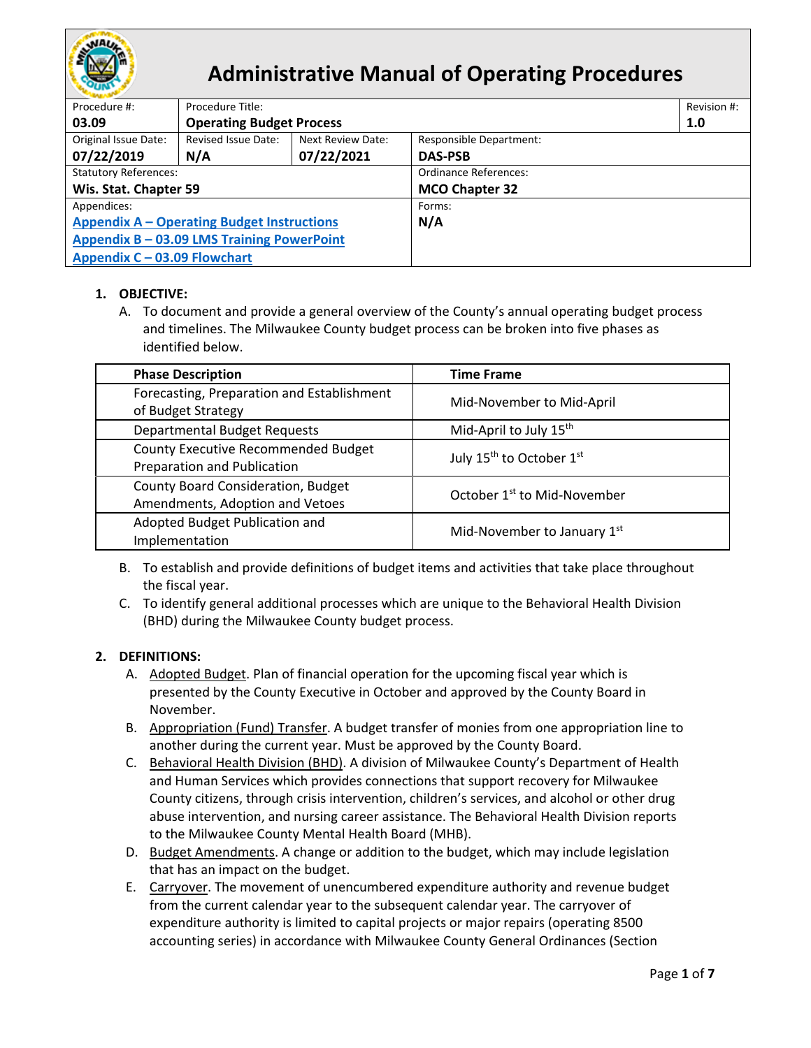# Administrative Manual of Operating Procedures

| Procedure #: | Procedure Title: | | | Revision #: |
|---|---|---|---|---|
| **03.09** | **Operating Budget Process** | | | **1.0** |
| Original Issue Date: **07/22/2019** | Revised Issue Date: **N/A** | Next Review Date: **07/22/2021** | Responsible Department: **DAS-PSB** | |
| Statutory References: **Wis. Stat. Chapter 59** | | | Ordinance References: **MCO Chapter 32** | |
| Appendices: **Appendix A – Operating Budget Instructions**, **Appendix B – 03.09 LMS Training PowerPoint**, **Appendix C – 03.09 Flowchart** | | | Forms: **N/A** | |

1. **OBJECTIVE:**
   A. To document and provide a general overview of the County's annual operating budget process and timelines. The Milwaukee County budget process can be broken into five phases as identified below.

| Phase Description | Time Frame |
|---|---|
| Forecasting, Preparation and Establishment of Budget Strategy | Mid-November to Mid-April |
| Departmental Budget Requests | Mid-April to July 15th |
| County Executive Recommended Budget Preparation and Publication | July 15th to October 1st |
| County Board Consideration, Budget Amendments, Adoption and Vetoes | October 1st to Mid-November |
| Adopted Budget Publication and Implementation | Mid-November to January 1st |

   B. To establish and provide definitions of budget items and activities that take place throughout the fiscal year.
   C. To identify general additional processes which are unique to the Behavioral Health Division (BHD) during the Milwaukee County budget process.

2. **DEFINITIONS:**
   A. Adopted Budget. Plan of financial operation for the upcoming fiscal year which is presented by the County Executive in October and approved by the County Board in November.
   B. Appropriation (Fund) Transfer. A budget transfer of monies from one appropriation line to another during the current year. Must be approved by the County Board.
   C. Behavioral Health Division (BHD). A division of Milwaukee County's Department of Health and Human Services which provides connections that support recovery for Milwaukee County citizens, through crisis intervention, children's services, and alcohol or other drug abuse intervention, and nursing career assistance. The Behavioral Health Division reports to the Milwaukee County Mental Health Board (MHB).
   D. Budget Amendments. A change or addition to the budget, which may include legislation that has an impact on the budget.
   E. Carryover. The movement of unencumbered expenditure authority and revenue budget from the current calendar year to the subsequent calendar year. The carryover of expenditure authority is limited to capital projects or major repairs (operating 8500 accounting series) in accordance with Milwaukee County General Ordinances (Section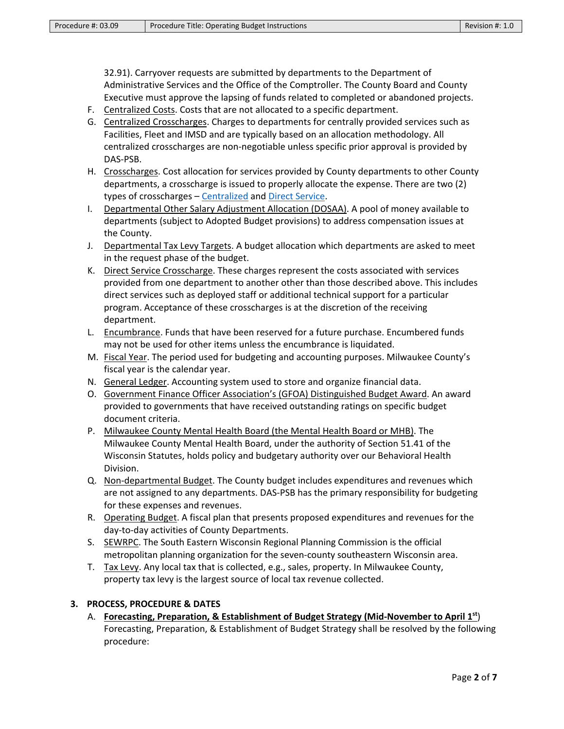32.91). Carryover requests are submitted by departments to the Department of Administrative Services and the Office of the Comptroller. The County Board and County Executive must approve the lapsing of funds related to completed or abandoned projects.

F. Centralized Costs. Costs that are not allocated to a specific department.
G. Centralized Crosscharges. Charges to departments for centrally provided services such as Facilities, Fleet and IMSD and are typically based on an allocation methodology. All centralized crosscharges are non-negotiable unless specific prior approval is provided by DAS-PSB.
H. Crosscharges. Cost allocation for services provided by County departments to other County departments, a crosscharge is issued to properly allocate the expense. There are two (2) types of crosscharges – Centralized and Direct Service.
I. Departmental Other Salary Adjustment Allocation (DOSAA). A pool of money available to departments (subject to Adopted Budget provisions) to address compensation issues at the County.
J. Departmental Tax Levy Targets. A budget allocation which departments are asked to meet in the request phase of the budget.
K. Direct Service Crosscharge. These charges represent the costs associated with services provided from one department to another other than those described above. This includes direct services such as deployed staff or additional technical support for a particular program. Acceptance of these crosscharges is at the discretion of the receiving department.
L. Encumbrance. Funds that have been reserved for a future purchase. Encumbered funds may not be used for other items unless the encumbrance is liquidated.
M. Fiscal Year. The period used for budgeting and accounting purposes. Milwaukee County's fiscal year is the calendar year.
N. General Ledger. Accounting system used to store and organize financial data.
O. Government Finance Officer Association's (GFOA) Distinguished Budget Award. An award provided to governments that have received outstanding ratings on specific budget document criteria.
P. Milwaukee County Mental Health Board (the Mental Health Board or MHB). The Milwaukee County Mental Health Board, under the authority of Section 51.41 of the Wisconsin Statutes, holds policy and budgetary authority over our Behavioral Health Division.
Q. Non-departmental Budget. The County budget includes expenditures and revenues which are not assigned to any departments. DAS-PSB has the primary responsibility for budgeting for these expenses and revenues.
R. Operating Budget. A fiscal plan that presents proposed expenditures and revenues for the day-to-day activities of County Departments.
S. SEWRPC. The South Eastern Wisconsin Regional Planning Commission is the official metropolitan planning organization for the seven-county southeastern Wisconsin area.
T. Tax Levy. Any local tax that is collected, e.g., sales, property. In Milwaukee County, property tax levy is the largest source of local tax revenue collected.

## 3. PROCESS, PROCEDURE & DATES

A. **Forecasting, Preparation, & Establishment of Budget Strategy (Mid-November to April 1st)** Forecasting, Preparation, & Establishment of Budget Strategy shall be resolved by the following procedure: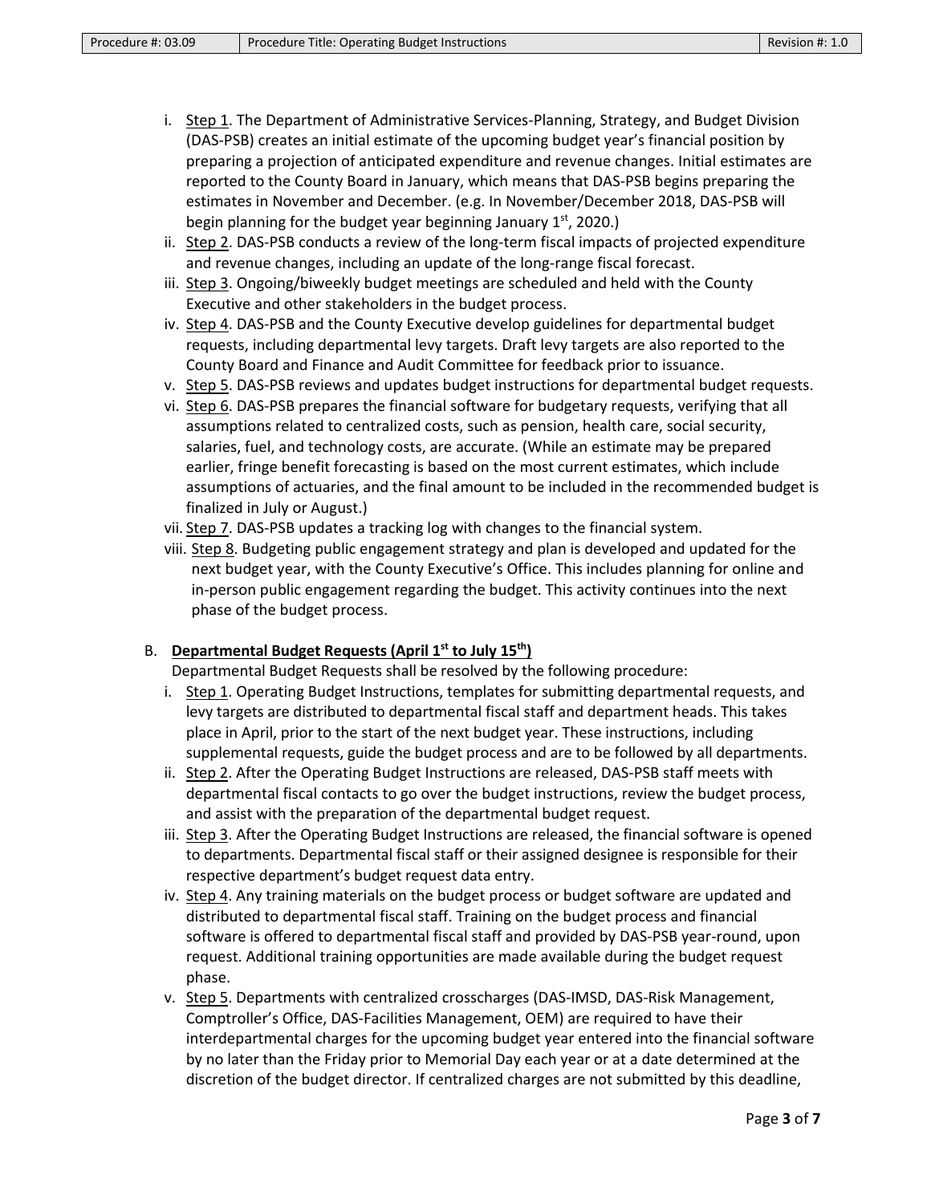i. Step 1. The Department of Administrative Services-Planning, Strategy, and Budget Division (DAS-PSB) creates an initial estimate of the upcoming budget year's financial position by preparing a projection of anticipated expenditure and revenue changes. Initial estimates are reported to the County Board in January, which means that DAS-PSB begins preparing the estimates in November and December. (e.g. In November/December 2018, DAS-PSB will begin planning for the budget year beginning January 1st, 2020.)

ii. Step 2. DAS-PSB conducts a review of the long-term fiscal impacts of projected expenditure and revenue changes, including an update of the long-range fiscal forecast.

iii. Step 3. Ongoing/biweekly budget meetings are scheduled and held with the County Executive and other stakeholders in the budget process.

iv. Step 4. DAS-PSB and the County Executive develop guidelines for departmental budget requests, including departmental levy targets. Draft levy targets are also reported to the County Board and Finance and Audit Committee for feedback prior to issuance.

v. Step 5. DAS-PSB reviews and updates budget instructions for departmental budget requests.

vi. Step 6. DAS-PSB prepares the financial software for budgetary requests, verifying that all assumptions related to centralized costs, such as pension, health care, social security, salaries, fuel, and technology costs, are accurate. (While an estimate may be prepared earlier, fringe benefit forecasting is based on the most current estimates, which include assumptions of actuaries, and the final amount to be included in the recommended budget is finalized in July or August.)

vii. Step 7. DAS-PSB updates a tracking log with changes to the financial system.

viii. Step 8. Budgeting public engagement strategy and plan is developed and updated for the next budget year, with the County Executive's Office. This includes planning for online and in-person public engagement regarding the budget. This activity continues into the next phase of the budget process.

B. **Departmental Budget Requests (April 1st to July 15th)**

Departmental Budget Requests shall be resolved by the following procedure:

i. Step 1. Operating Budget Instructions, templates for submitting departmental requests, and levy targets are distributed to departmental fiscal staff and department heads. This takes place in April, prior to the start of the next budget year. These instructions, including supplemental requests, guide the budget process and are to be followed by all departments.

ii. Step 2. After the Operating Budget Instructions are released, DAS-PSB staff meets with departmental fiscal contacts to go over the budget instructions, review the budget process, and assist with the preparation of the departmental budget request.

iii. Step 3. After the Operating Budget Instructions are released, the financial software is opened to departments. Departmental fiscal staff or their assigned designee is responsible for their respective department's budget request data entry.

iv. Step 4. Any training materials on the budget process or budget software are updated and distributed to departmental fiscal staff. Training on the budget process and financial software is offered to departmental fiscal staff and provided by DAS-PSB year-round, upon request. Additional training opportunities are made available during the budget request phase.

v. Step 5. Departments with centralized crosscharges (DAS-IMSD, DAS-Risk Management, Comptroller's Office, DAS-Facilities Management, OEM) are required to have their interdepartmental charges for the upcoming budget year entered into the financial software by no later than the Friday prior to Memorial Day each year or at a date determined at the discretion of the budget director. If centralized charges are not submitted by this deadline,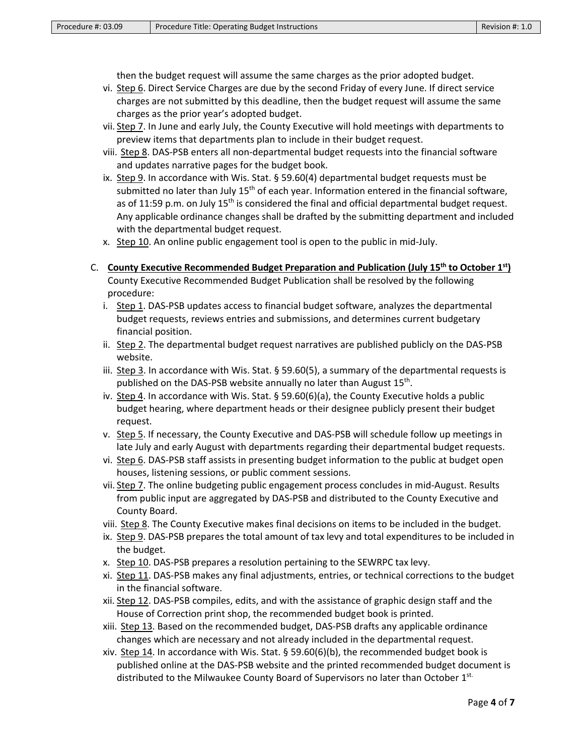then the budget request will assume the same charges as the prior adopted budget.

vi. Step 6. Direct Service Charges are due by the second Friday of every June. If direct service charges are not submitted by this deadline, then the budget request will assume the same charges as the prior year's adopted budget.

vii. Step 7. In June and early July, the County Executive will hold meetings with departments to preview items that departments plan to include in their budget request.

viii. Step 8. DAS-PSB enters all non-departmental budget requests into the financial software and updates narrative pages for the budget book.

ix. Step 9. In accordance with Wis. Stat. § 59.60(4) departmental budget requests must be submitted no later than July 15th of each year. Information entered in the financial software, as of 11:59 p.m. on July 15th is considered the final and official departmental budget request. Any applicable ordinance changes shall be drafted by the submitting department and included with the departmental budget request.

x. Step 10. An online public engagement tool is open to the public in mid-July.

C. **County Executive Recommended Budget Preparation and Publication (July 15th to October 1st)**
County Executive Recommended Budget Publication shall be resolved by the following procedure:

i. Step 1. DAS-PSB updates access to financial budget software, analyzes the departmental budget requests, reviews entries and submissions, and determines current budgetary financial position.

ii. Step 2. The departmental budget request narratives are published publicly on the DAS-PSB website.

iii. Step 3. In accordance with Wis. Stat. § 59.60(5), a summary of the departmental requests is published on the DAS-PSB website annually no later than August 15th.

iv. Step 4. In accordance with Wis. Stat. § 59.60(6)(a), the County Executive holds a public budget hearing, where department heads or their designee publicly present their budget request.

v. Step 5. If necessary, the County Executive and DAS-PSB will schedule follow up meetings in late July and early August with departments regarding their departmental budget requests.

vi. Step 6. DAS-PSB staff assists in presenting budget information to the public at budget open houses, listening sessions, or public comment sessions.

vii. Step 7. The online budgeting public engagement process concludes in mid-August. Results from public input are aggregated by DAS-PSB and distributed to the County Executive and County Board.

viii. Step 8. The County Executive makes final decisions on items to be included in the budget.

ix. Step 9. DAS-PSB prepares the total amount of tax levy and total expenditures to be included in the budget.

x. Step 10. DAS-PSB prepares a resolution pertaining to the SEWRPC tax levy.

xi. Step 11. DAS-PSB makes any final adjustments, entries, or technical corrections to the budget in the financial software.

xii. Step 12. DAS-PSB compiles, edits, and with the assistance of graphic design staff and the House of Correction print shop, the recommended budget book is printed.

xiii. Step 13. Based on the recommended budget, DAS-PSB drafts any applicable ordinance changes which are necessary and not already included in the departmental request.

xiv. Step 14. In accordance with Wis. Stat. § 59.60(6)(b), the recommended budget book is published online at the DAS-PSB website and the printed recommended budget document is distributed to the Milwaukee County Board of Supervisors no later than October 1st.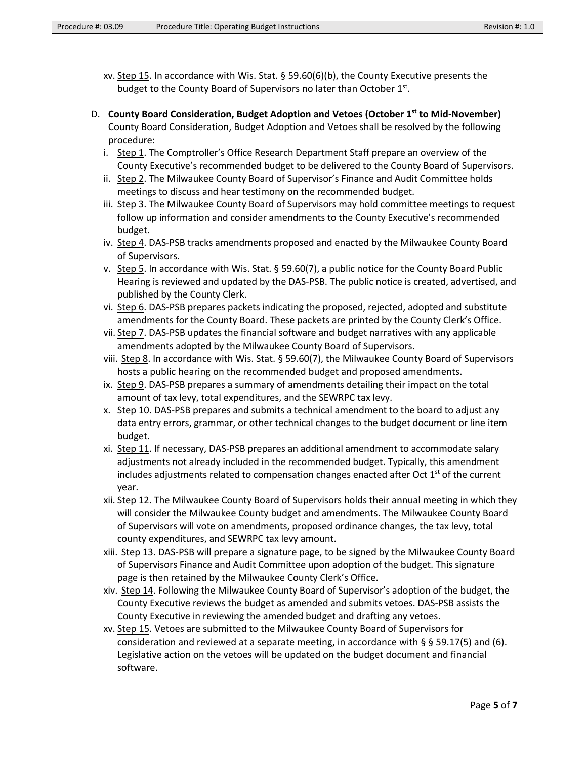xv. <u>Step 15</u>. In accordance with Wis. Stat. § 59.60(6)(b), the County Executive presents the budget to the County Board of Supervisors no later than October 1st.

D. **<u>County Board Consideration, Budget Adoption and Vetoes (October 1st to Mid-November)</u>**
County Board Consideration, Budget Adoption and Vetoes shall be resolved by the following procedure:

i. <u>Step 1</u>. The Comptroller's Office Research Department Staff prepare an overview of the County Executive's recommended budget to be delivered to the County Board of Supervisors.

ii. <u>Step 2</u>. The Milwaukee County Board of Supervisor's Finance and Audit Committee holds meetings to discuss and hear testimony on the recommended budget.

iii. <u>Step 3</u>. The Milwaukee County Board of Supervisors may hold committee meetings to request follow up information and consider amendments to the County Executive's recommended budget.

iv. <u>Step 4</u>. DAS-PSB tracks amendments proposed and enacted by the Milwaukee County Board of Supervisors.

v. <u>Step 5</u>. In accordance with Wis. Stat. § 59.60(7), a public notice for the County Board Public Hearing is reviewed and updated by the DAS-PSB. The public notice is created, advertised, and published by the County Clerk.

vi. <u>Step 6</u>. DAS-PSB prepares packets indicating the proposed, rejected, adopted and substitute amendments for the County Board. These packets are printed by the County Clerk's Office.

vii. <u>Step 7</u>. DAS-PSB updates the financial software and budget narratives with any applicable amendments adopted by the Milwaukee County Board of Supervisors.

viii. <u>Step 8</u>. In accordance with Wis. Stat. § 59.60(7), the Milwaukee County Board of Supervisors hosts a public hearing on the recommended budget and proposed amendments.

ix. <u>Step 9</u>. DAS-PSB prepares a summary of amendments detailing their impact on the total amount of tax levy, total expenditures, and the SEWRPC tax levy.

x. <u>Step 10</u>. DAS-PSB prepares and submits a technical amendment to the board to adjust any data entry errors, grammar, or other technical changes to the budget document or line item budget.

xi. <u>Step 11</u>. If necessary, DAS-PSB prepares an additional amendment to accommodate salary adjustments not already included in the recommended budget. Typically, this amendment includes adjustments related to compensation changes enacted after Oct 1st of the current year.

xii. <u>Step 12</u>. The Milwaukee County Board of Supervisors holds their annual meeting in which they will consider the Milwaukee County budget and amendments. The Milwaukee County Board of Supervisors will vote on amendments, proposed ordinance changes, the tax levy, total county expenditures, and SEWRPC tax levy amount.

xiii. <u>Step 13</u>. DAS-PSB will prepare a signature page, to be signed by the Milwaukee County Board of Supervisors Finance and Audit Committee upon adoption of the budget. This signature page is then retained by the Milwaukee County Clerk's Office.

xiv. <u>Step 14</u>. Following the Milwaukee County Board of Supervisor's adoption of the budget, the County Executive reviews the budget as amended and submits vetoes. DAS-PSB assists the County Executive in reviewing the amended budget and drafting any vetoes.

xv. <u>Step 15</u>. Vetoes are submitted to the Milwaukee County Board of Supervisors for consideration and reviewed at a separate meeting, in accordance with § § 59.17(5) and (6). Legislative action on the vetoes will be updated on the budget document and financial software.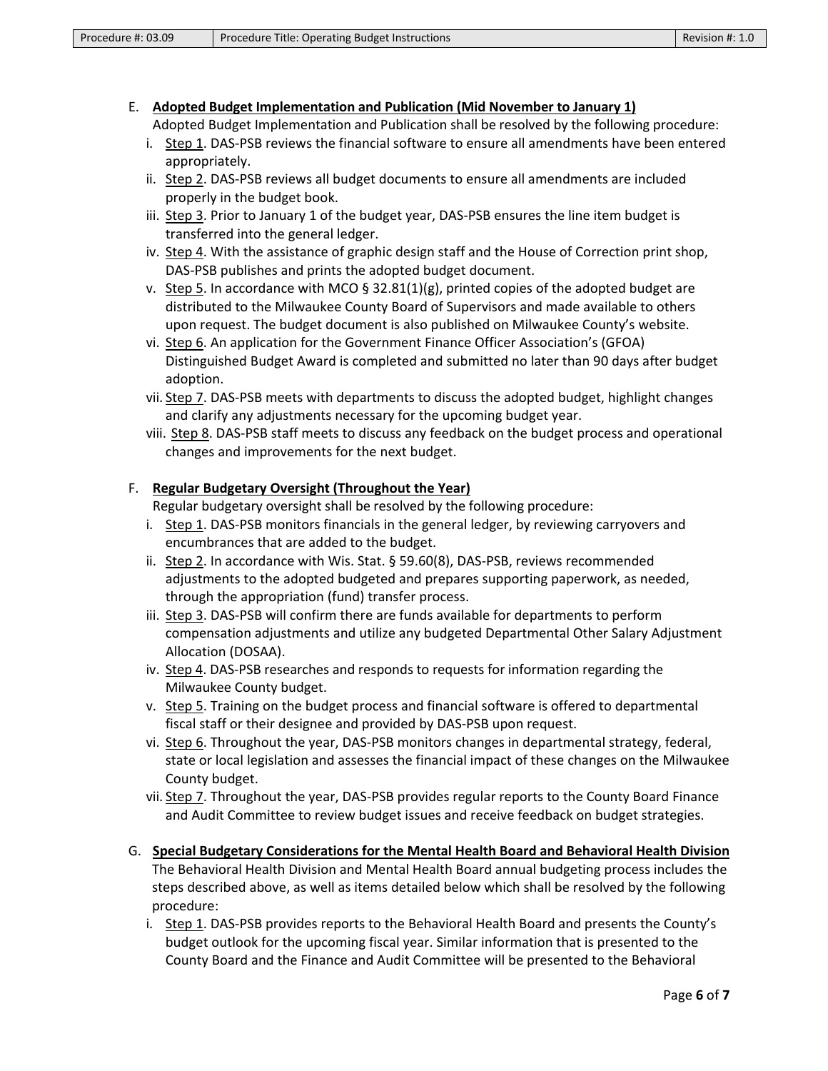E. **Adopted Budget Implementation and Publication (Mid November to January 1)**

Adopted Budget Implementation and Publication shall be resolved by the following procedure:

i. Step 1. DAS-PSB reviews the financial software to ensure all amendments have been entered appropriately.

ii. Step 2. DAS-PSB reviews all budget documents to ensure all amendments are included properly in the budget book.

iii. Step 3. Prior to January 1 of the budget year, DAS-PSB ensures the line item budget is transferred into the general ledger.

iv. Step 4. With the assistance of graphic design staff and the House of Correction print shop, DAS-PSB publishes and prints the adopted budget document.

v. Step 5. In accordance with MCO § 32.81(1)(g), printed copies of the adopted budget are distributed to the Milwaukee County Board of Supervisors and made available to others upon request. The budget document is also published on Milwaukee County's website.

vi. Step 6. An application for the Government Finance Officer Association's (GFOA) Distinguished Budget Award is completed and submitted no later than 90 days after budget adoption.

vii. Step 7. DAS-PSB meets with departments to discuss the adopted budget, highlight changes and clarify any adjustments necessary for the upcoming budget year.

viii. Step 8. DAS-PSB staff meets to discuss any feedback on the budget process and operational changes and improvements for the next budget.

F. **Regular Budgetary Oversight (Throughout the Year)**

Regular budgetary oversight shall be resolved by the following procedure:

i. Step 1. DAS-PSB monitors financials in the general ledger, by reviewing carryovers and encumbrances that are added to the budget.

ii. Step 2. In accordance with Wis. Stat. § 59.60(8), DAS-PSB, reviews recommended adjustments to the adopted budgeted and prepares supporting paperwork, as needed, through the appropriation (fund) transfer process.

iii. Step 3. DAS-PSB will confirm there are funds available for departments to perform compensation adjustments and utilize any budgeted Departmental Other Salary Adjustment Allocation (DOSAA).

iv. Step 4. DAS-PSB researches and responds to requests for information regarding the Milwaukee County budget.

v. Step 5. Training on the budget process and financial software is offered to departmental fiscal staff or their designee and provided by DAS-PSB upon request.

vi. Step 6. Throughout the year, DAS-PSB monitors changes in departmental strategy, federal, state or local legislation and assesses the financial impact of these changes on the Milwaukee County budget.

vii. Step 7. Throughout the year, DAS-PSB provides regular reports to the County Board Finance and Audit Committee to review budget issues and receive feedback on budget strategies.

G. **Special Budgetary Considerations for the Mental Health Board and Behavioral Health Division**

The Behavioral Health Division and Mental Health Board annual budgeting process includes the steps described above, as well as items detailed below which shall be resolved by the following procedure:

i. Step 1. DAS-PSB provides reports to the Behavioral Health Board and presents the County's budget outlook for the upcoming fiscal year. Similar information that is presented to the County Board and the Finance and Audit Committee will be presented to the Behavioral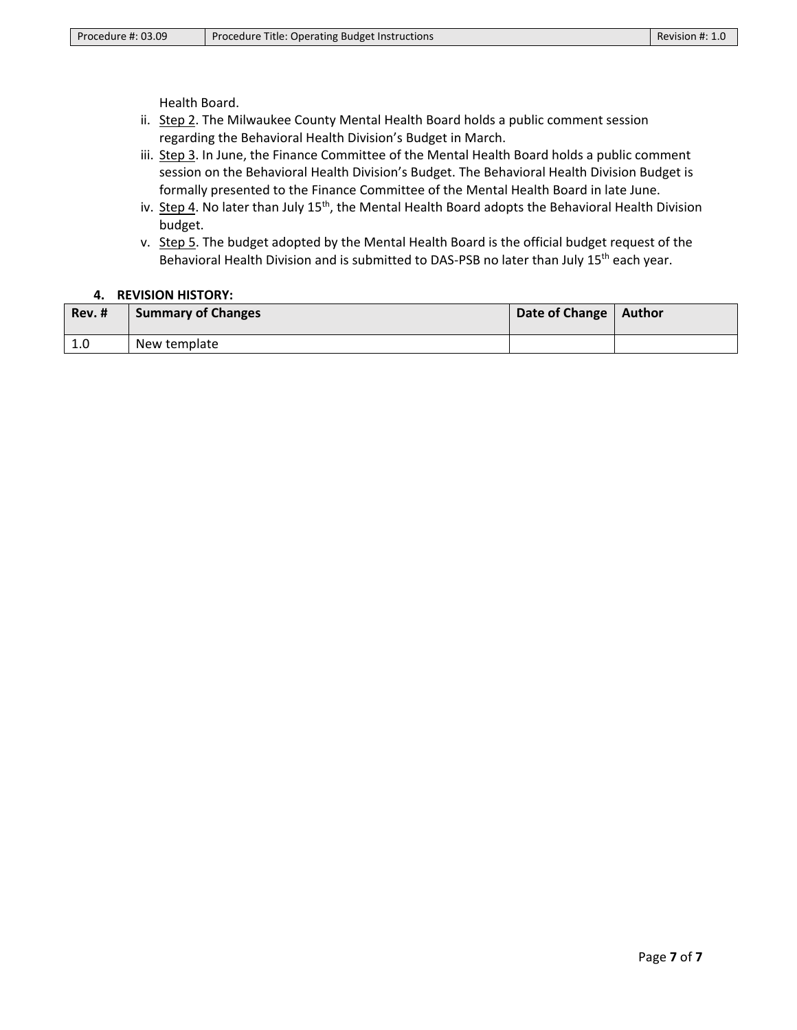Health Board.

ii. Step 2. The Milwaukee County Mental Health Board holds a public comment session regarding the Behavioral Health Division's Budget in March.

iii. Step 3. In June, the Finance Committee of the Mental Health Board holds a public comment session on the Behavioral Health Division's Budget. The Behavioral Health Division Budget is formally presented to the Finance Committee of the Mental Health Board in late June.

iv. Step 4. No later than July 15th, the Mental Health Board adopts the Behavioral Health Division budget.

v. Step 5. The budget adopted by the Mental Health Board is the official budget request of the Behavioral Health Division and is submitted to DAS-PSB no later than July 15th each year.

## 4. REVISION HISTORY:

| Rev. # | Summary of Changes | Date of Change | Author |
|---|---|---|---|
| 1.0 | New template | | |